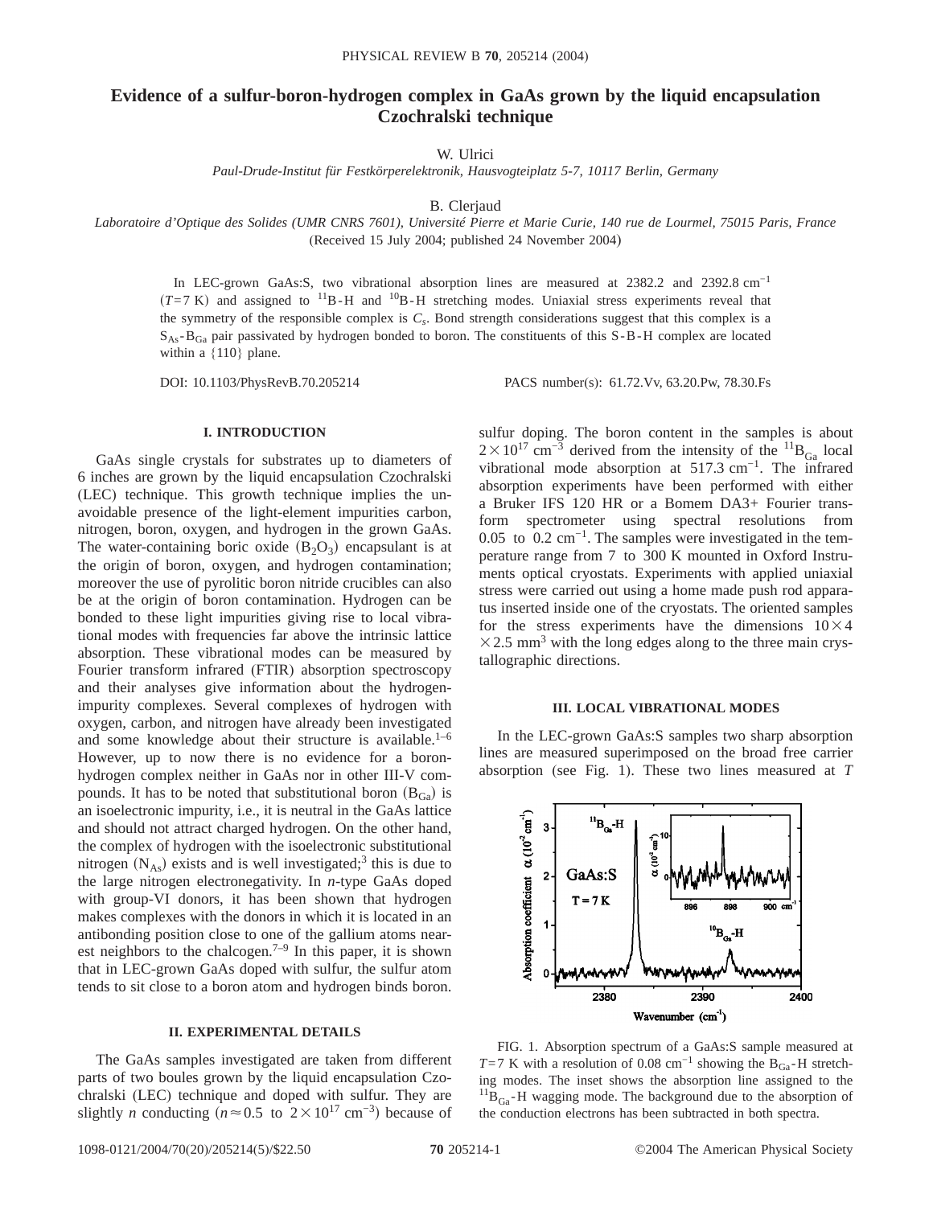# Evidence of a sulfur-boron-hydrogen complex in GaAs grown by the liquid encapsulation Czochralski technique

W. Ulrici

*Paul-Drude-Institut für Festkörperelektronik, Hausvogteiplatz 5-7, 10117 Berlin, Germany*

B. Clerjaud

*Laboratoire d'Optique des Solides (UMR CNRS 7601), Université Pierre et Marie Curie, 140 rue de Lourmel, 75015 Paris, France*

(Received 15 July 2004; published 24 November 2004)

In LEC-grown GaAs:S, two vibrational absorption lines are measured at 2382.2 and 2392.8 $\mathrm{cm}^{-1}$ ($T$=7 K) and assigned to $^{11}$B-H and $^{10}$B-H stretching modes. Uniaxial stress experiments reveal that the symmetry of the responsible complex is $C_s$. Bond strength considerations suggest that this complex is a $\mathrm{S_{As}}$-$\mathrm{B_{Ga}}$ pair passivated by hydrogen bonded to boron. The constituents of this S-B-H complex are located within a {110} plane.

DOI: 10.1103/PhysRevB.70.205214 PACS number(s): 61.72.Vv, 63.20.Pw, 78.30.Fs

## I. INTRODUCTION

GaAs single crystals for substrates up to diameters of 6 inches are grown by the liquid encapsulation Czochralski (LEC) technique. This growth technique implies the unavoidable presence of the light-element impurities carbon, nitrogen, boron, oxygen, and hydrogen in the grown GaAs. The water-containing boric oxide ($\mathrm{B_2O_3}$) encapsulant is at the origin of boron, oxygen, and hydrogen contamination; moreover the use of pyrolitic boron nitride crucibles can also be at the origin of boron contamination. Hydrogen can be bonded to these light impurities giving rise to local vibrational modes with frequencies far above the intrinsic lattice absorption. These vibrational modes can be measured by Fourier transform infrared (FTIR) absorption spectroscopy and their analyses give information about the hydrogen-impurity complexes. Several complexes of hydrogen with oxygen, carbon, and nitrogen have already been investigated and some knowledge about their structure is available.[1–6] However, up to now there is no evidence for a boron-hydrogen complex neither in GaAs nor in other III-V compounds. It has to be noted that substitutional boron ($\mathrm{B_{Ga}}$) is an isoelectronic impurity, i.e., it is neutral in the GaAs lattice and should not attract charged hydrogen. On the other hand, the complex of hydrogen with the isoelectronic substitutional nitrogen ($\mathrm{N_{As}}$) exists and is well investigated;[3] this is due to the large nitrogen electronegativity. In *n*-type GaAs doped with group-VI donors, it has been shown that hydrogen makes complexes with the donors in which it is located in an antibonding position close to one of the gallium atoms nearest neighbors to the chalcogen.[7–9] In this paper, it is shown that in LEC-grown GaAs doped with sulfur, the sulfur atom tends to sit close to a boron atom and hydrogen binds boron.

## II. EXPERIMENTAL DETAILS

The GaAs samples investigated are taken from different parts of two boules grown by the liquid encapsulation Czochralski (LEC) technique and doped with sulfur. They are slightly *n* conducting ($n\approx 0.5$ to $2\times10^{17}$ $\mathrm{cm}^{-3}$) because of sulfur doping. The boron content in the samples is about $2\times10^{17}$ $\mathrm{cm}^{-3}$ derived from the intensity of the $^{11}\mathrm{B_{Ga}}$ local vibrational mode absorption at 517.3 $\mathrm{cm}^{-1}$. The infrared absorption experiments have been performed with either a Bruker IFS 120 HR or a Bomem DA3+ Fourier transform spectrometer using spectral resolutions from 0.05 to 0.2 $\mathrm{cm}^{-1}$. The samples were investigated in the temperature range from 7 to 300 K mounted in Oxford Instruments optical cryostats. Experiments with applied uniaxial stress were carried out using a home made push rod apparatus inserted inside one of the cryostats. The oriented samples for the stress experiments have the dimensions $10\times4\times2.5$ $\mathrm{mm}^3$ with the long edges along to the three main crystallographic directions.

## III. LOCAL VIBRATIONAL MODES

In the LEC-grown GaAs:S samples two sharp absorption lines are measured superimposed on the broad free carrier absorption (see Fig. 1). These two lines measured at $T$

FIG. 1. Absorption spectrum of a GaAs:S sample measured at $T$=7 K with a resolution of 0.08 $\mathrm{cm}^{-1}$ showing the $\mathrm{B_{Ga}}$-H stretching modes. The inset shows the absorption line assigned to the $^{11}\mathrm{B_{Ga}}$-H wagging mode. The background due to the absorption of the conduction electrons has been subtracted in both spectra.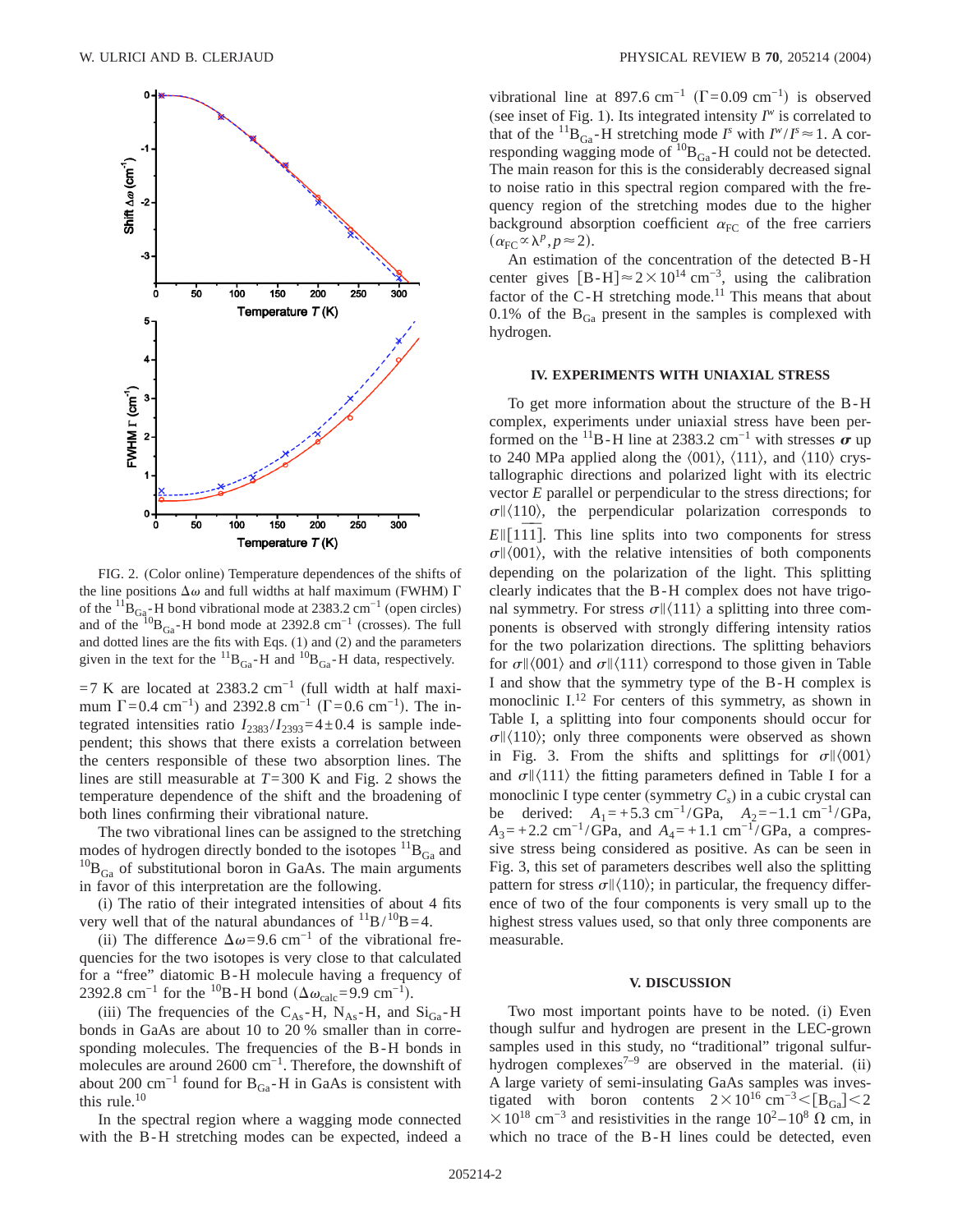FIG. 2. (Color online) Temperature dependences of the shifts of the line positions $\Delta\omega$ and full widths at half maximum (FWHM) $\Gamma$ of the $^{11}B_{Ga}$-H bond vibrational mode at 2383.2 cm$^{-1}$ (open circles) and of the $^{10}B_{Ga}$-H bond mode at 2392.8 cm$^{-1}$ (crosses). The full and dotted lines are the fits with Eqs. (1) and (2) and the parameters given in the text for the $^{11}B_{Ga}$-H and $^{10}B_{Ga}$-H data, respectively.

$=7$ K are located at 2383.2 cm$^{-1}$ (full width at half maximum $\Gamma=0.4$ cm$^{-1}$) and 2392.8 cm$^{-1}$ ($\Gamma=0.6$ cm$^{-1}$). The integrated intensities ratio $I_{2383}/I_{2393}=4\pm0.4$ is sample independent; this shows that there exists a correlation between the centers responsible of these two absorption lines. The lines are still measurable at $T=300$ K and Fig. 2 shows the temperature dependence of the shift and the broadening of both lines confirming their vibrational nature.

The two vibrational lines can be assigned to the stretching modes of hydrogen directly bonded to the isotopes $^{11}B_{Ga}$ and $^{10}B_{Ga}$ of substitutional boron in GaAs. The main arguments in favor of this interpretation are the following.

(i) The ratio of their integrated intensities of about 4 fits very well that of the natural abundances of $^{11}B/^{10}B=4$.

(ii) The difference $\Delta\omega=9.6$ cm$^{-1}$ of the vibrational frequencies for the two isotopes is very close to that calculated for a "free" diatomic B-H molecule having a frequency of 2392.8 cm$^{-1}$ for the $^{10}$B-H bond ($\Delta\omega_{calc}=9.9$ cm$^{-1}$).

(iii) The frequencies of the $C_{As}$-H, $N_{As}$-H, and $Si_{Ga}$-H bonds in GaAs are about 10 to 20% smaller than in corresponding molecules. The frequencies of the B-H bonds in molecules are around 2600 cm$^{-1}$. Therefore, the downshift of about 200 cm$^{-1}$ found for $B_{Ga}$-H in GaAs is consistent with this rule.[10]

In the spectral region where a wagging mode connected with the B-H stretching modes can be expected, indeed a vibrational line at 897.6 cm$^{-1}$ ($\Gamma=0.09$ cm$^{-1}$) is observed (see inset of Fig. 1). Its integrated intensity $I^w$ is correlated to that of the $^{11}B_{Ga}$-H stretching mode $I^s$ with $I^w/I^s\approx1$. A corresponding wagging mode of $^{10}B_{Ga}$-H could not be detected. The main reason for this is the considerably decreased signal to noise ratio in this spectral region compared with the frequency region of the stretching modes due to the higher background absorption coefficient $\alpha_{FC}$ of the free carriers ($\alpha_{FC}\propto\lambda^p, p\approx2$).

An estimation of the concentration of the detected B-H center gives $[\text{B-H}]\approx2\times10^{14}$ cm$^{-3}$, using the calibration factor of the C-H stretching mode.[11] This means that about 0.1% of the $B_{Ga}$ present in the samples is complexed with hydrogen.

## IV. EXPERIMENTS WITH UNIAXIAL STRESS

To get more information about the structure of the B-H complex, experiments under uniaxial stress have been performed on the $^{11}$B-H line at 2383.2 cm$^{-1}$ with stresses $\boldsymbol{\sigma}$ up to 240 MPa applied along the $\langle001\rangle$, $\langle111\rangle$, and $\langle110\rangle$ crystallographic directions and polarized light with its electric vector $E$ parallel or perpendicular to the stress directions; for $\sigma\parallel\langle110\rangle$, the perpendicular polarization corresponds to $E\parallel[1\overline{1}1]$. This line splits into two components for stress $\sigma\parallel\langle001\rangle$, with the relative intensities of both components depending on the polarization of the light. This splitting clearly indicates that the B-H complex does not have trigonal symmetry. For stress $\sigma\parallel\langle111\rangle$ a splitting into three components is observed with strongly differing intensity ratios for the two polarization directions. The splitting behaviors for $\sigma\parallel\langle001\rangle$ and $\sigma\parallel\langle111\rangle$ correspond to those given in Table I and show that the symmetry type of the B-H complex is monoclinic I.[12] For centers of this symmetry, as shown in Table I, a splitting into four components should occur for $\sigma\parallel\langle110\rangle$; only three components were observed as shown in Fig. 3. From the shifts and splittings for $\sigma\parallel\langle001\rangle$ and $\sigma\parallel\langle111\rangle$ the fitting parameters defined in Table I for a monoclinic I type center (symmetry $C_s$) in a cubic crystal can be derived: $A_1=+5.3$ cm$^{-1}$/GPa, $A_2=-1.1$ cm$^{-1}$/GPa, $A_3=+2.2$ cm$^{-1}$/GPa, and $A_4=+1.1$ cm$^{-1}$/GPa, a compressive stress being considered as positive. As can be seen in Fig. 3, this set of parameters describes well also the splitting pattern for stress $\sigma\parallel\langle110\rangle$; in particular, the frequency difference of two of the four components is very small up to the highest stress values used, so that only three components are measurable.

## V. DISCUSSION

Two most important points have to be noted. (i) Even though sulfur and hydrogen are present in the LEC-grown samples used in this study, no "traditional" trigonal sulfur-hydrogen complexes[7–9] are observed in the material. (ii) A large variety of semi-insulating GaAs samples was investigated with boron contents $2\times10^{16}$ cm$^{-3}<[B_{Ga}]<2\times10^{18}$ cm$^{-3}$ and resistivities in the range $10^2$–$10^8$ $\Omega$ cm, in which no trace of the B-H lines could be detected, even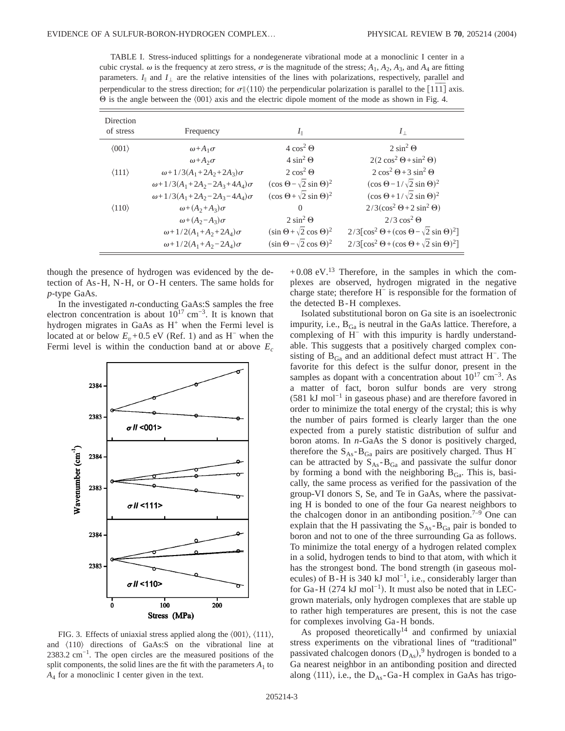TABLE I. Stress-induced splittings for a nondegenerate vibrational mode at a monoclinic I center in a cubic crystal. $\omega$ is the frequency at zero stress, $\sigma$ is the magnitude of the stress; $A_1$, $A_2$, $A_3$, and $A_4$ are fitting parameters. $I_\parallel$ and $I_\perp$ are the relative intensities of the lines with polarizations, respectively, parallel and perpendicular to the stress direction; for $\sigma\parallel\langle 110\rangle$ the perpendicular polarization is parallel to the $[1\bar{1}\bar{1}]$ axis. $\Theta$ is the angle between the $\langle 001\rangle$ axis and the electric dipole moment of the mode as shown in Fig. 4.

| Direction of stress | Frequency | $I_\parallel$ | $I_\perp$ |
|---|---|---|---|
| $\langle 001\rangle$ | $\omega+A_1\sigma$ | $4\cos^2\Theta$ | $2\sin^2\Theta$ |
| | $\omega+A_2\sigma$ | $4\sin^2\Theta$ | $2(2\cos^2\Theta+\sin^2\Theta)$ |
| $\langle 111\rangle$ | $\omega+1/3(A_1+2A_2+2A_3)\sigma$ | $2\cos^2\Theta$ | $2\cos^2\Theta+3\sin^2\Theta$ |
| | $\omega+1/3(A_1+2A_2-2A_3+4A_4)\sigma$ | $(\cos\Theta-\sqrt{2}\sin\Theta)^2$ | $(\cos\Theta-1/\sqrt{2}\sin\Theta)^2$ |
| | $\omega+1/3(A_1+2A_2-2A_3-4A_4)\sigma$ | $(\cos\Theta+\sqrt{2}\sin\Theta)^2$ | $(\cos\Theta+1/\sqrt{2}\sin\Theta)^2$ |
| $\langle 110\rangle$ | $\omega+(A_2+A_3)\sigma$ | 0 | $2/3(\cos^2\Theta+2\sin^2\Theta)$ |
| | $\omega+(A_2-A_3)\sigma$ | $2\sin^2\Theta$ | $2/3\cos^2\Theta$ |
| | $\omega+1/2(A_1+A_2+2A_4)\sigma$ | $(\sin\Theta+\sqrt{2}\cos\Theta)^2$ | $2/3[\cos^2\Theta+(\cos\Theta-\sqrt{2}\sin\Theta)^2]$ |
| | $\omega+1/2(A_1+A_2-2A_4)\sigma$ | $(\sin\Theta-\sqrt{2}\cos\Theta)^2$ | $2/3[\cos^2\Theta+(\cos\Theta+\sqrt{2}\sin\Theta)^2]$ |

though the presence of hydrogen was evidenced by the detection of As-H, N-H, or O-H centers. The same holds for *p*-type GaAs.

In the investigated *n*-conducting GaAs:S samples the free electron concentration is about $10^{17}$ cm$^{-3}$. It is known that hydrogen migrates in GaAs as $H^+$ when the Fermi level is located at or below $E_v+0.5$ eV (Ref. 1) and as $H^-$ when the Fermi level is within the conduction band at or above $E_c$ +0.08 eV.[13] Therefore, in the samples in which the complexes are observed, hydrogen migrated in the negative charge state; therefore $H^-$ is responsible for the formation of the detected B-H complexes.

FIG. 3. Effects of uniaxial stress applied along the $\langle 001\rangle$, $\langle 111\rangle$, and $\langle 110\rangle$ directions of GaAs:S on the vibrational line at 2383.2 cm$^{-1}$. The open circles are the measured positions of the split components, the solid lines are the fit with the parameters $A_1$ to $A_4$ for a monoclinic I center given in the text.

Isolated substitutional boron on Ga site is an isoelectronic impurity, i.e., $B_{Ga}$ is neutral in the GaAs lattice. Therefore, a complexing of $H^-$ with this impurity is hardly understandable. This suggests that a positively charged complex consisting of $B_{Ga}$ and an additional defect must attract $H^-$. The favorite for this defect is the sulfur donor, present in the samples as dopant with a concentration about $10^{17}$ cm$^{-3}$. As a matter of fact, boron sulfur bonds are very strong (581 kJ mol$^{-1}$ in gaseous phase) and are therefore favored in order to minimize the total energy of the crystal; this is why the number of pairs formed is clearly larger than the one expected from a purely statistic distribution of sulfur and boron atoms. In *n*-GaAs the S donor is positively charged, therefore the $S_{As}$-$B_{Ga}$ pairs are positively charged. Thus $H^-$ can be attracted by $S_{As}$-$B_{Ga}$ and passivate the sulfur donor by forming a bond with the neighboring $B_{Ga}$. This is, basically, the same process as verified for the passivation of the group-VI donors S, Se, and Te in GaAs, where the passivating H is bonded to one of the four Ga nearest neighbors to the chalcogen donor in an antibonding position.[7–9] One can explain that the H passivating the $S_{As}$-$B_{Ga}$ pair is bonded to boron and not to one of the three surrounding Ga as follows. To minimize the total energy of a hydrogen related complex in a solid, hydrogen tends to bind to that atom, with which it has the strongest bond. The bond strength (in gaseous molecules) of B-H is 340 kJ mol$^{-1}$, i.e., considerably larger than for Ga-H (274 kJ mol$^{-1}$). It must also be noted that in LEC-grown materials, only hydrogen complexes that are stable up to rather high temperatures are present, this is not the case for complexes involving Ga-H bonds.

As proposed theoretically[14] and confirmed by uniaxial stress experiments on the vibrational lines of "traditional" passivated chalcogen donors ($D_{As}$),[9] hydrogen is bonded to a Ga nearest neighbor in an antibonding position and directed along $\langle 111\rangle$, i.e., the $D_{As}$-Ga-H complex in GaAs has trigo-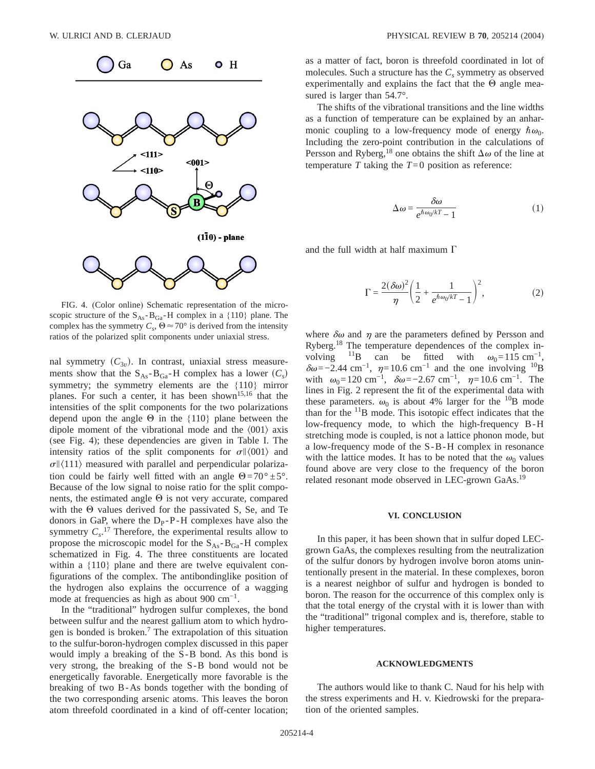FIG. 4. (Color online) Schematic representation of the microscopic structure of the $S_{As}$-$B_{Ga}$-H complex in a {110} plane. The complex has the symmetry $C_s$, $\Theta \approx 70°$ is derived from the intensity ratios of the polarized split components under uniaxial stress.

nal symmetry ($C_{3v}$). In contrast, uniaxial stress measurements show that the $S_{As}$-$B_{Ga}$-H complex has a lower ($C_s$) symmetry; the symmetry elements are the {110} mirror planes. For such a center, it has been shown[15,16] that the intensities of the split components for the two polarizations depend upon the angle $\Theta$ in the {110} plane between the dipole moment of the vibrational mode and the $\langle 001 \rangle$ axis (see Fig. 4); these dependencies are given in Table I. The intensity ratios of the split components for $\sigma \| \langle 001 \rangle$ and $\sigma \| \langle 111 \rangle$ measured with parallel and perpendicular polarization could be fairly well fitted with an angle $\Theta = 70° \pm 5°$. Because of the low signal to noise ratio for the split components, the estimated angle $\Theta$ is not very accurate, compared with the $\Theta$ values derived for the passivated S, Se, and Te donors in GaP, where the $D_P$-P-H complexes have also the symmetry $C_s$.[17] Therefore, the experimental results allow to propose the microscopic model for the $S_{As}$-$B_{Ga}$-H complex schematized in Fig. 4. The three constituents are located within a {110} plane and there are twelve equivalent configurations of the complex. The antibondinglike position of the hydrogen also explains the occurrence of a wagging mode at frequencies as high as about 900 cm$^{-1}$.

In the "traditional" hydrogen sulfur complexes, the bond between sulfur and the nearest gallium atom to which hydrogen is bonded is broken.[7] The extrapolation of this situation to the sulfur-boron-hydrogen complex discussed in this paper would imply a breaking of the S-B bond. As this bond is very strong, the breaking of the S-B bond would not be energetically favorable. Energetically more favorable is the breaking of two B-As bonds together with the bonding of the two corresponding arsenic atoms. This leaves the boron atom threefold coordinated in a kind of off-center location; as a matter of fact, boron is threefold coordinated in lot of molecules. Such a structure has the $C_s$ symmetry as observed experimentally and explains the fact that the $\Theta$ angle measured is larger than 54.7°.

The shifts of the vibrational transitions and the line widths as a function of temperature can be explained by an anharmonic coupling to a low-frequency mode of energy $\hbar\omega_0$. Including the zero-point contribution in the calculations of Persson and Ryberg,[18] one obtains the shift $\Delta\omega$ of the line at temperature $T$ taking the $T=0$ position as reference:

$$\Delta\omega = \frac{\delta\omega}{e^{\hbar\omega_0/kT} - 1} \tag{1}$$

and the full width at half maximum $\Gamma$

$$\Gamma = \frac{2(\delta\omega)^2}{\eta}\left(\frac{1}{2} + \frac{1}{e^{\hbar\omega_0/kT} - 1}\right)^2, \tag{2}$$

where $\delta\omega$ and $\eta$ are the parameters defined by Persson and Ryberg.[18] The temperature dependences of the complex involving $^{11}$B can be fitted with $\omega_0 = 115$ cm$^{-1}$, $\delta\omega = -2.44$ cm$^{-1}$, $\eta = 10.6$ cm$^{-1}$ and the one involving $^{10}$B with $\omega_0 = 120$ cm$^{-1}$, $\delta\omega = -2.67$ cm$^{-1}$, $\eta = 10.6$ cm$^{-1}$. The lines in Fig. 2 represent the fit of the experimental data with these parameters. $\omega_0$ is about 4% larger for the $^{10}$B mode than for the $^{11}$B mode. This isotopic effect indicates that the low-frequency mode, to which the high-frequency B-H stretching mode is coupled, is not a lattice phonon mode, but a low-frequency mode of the S-B-H complex in resonance with the lattice modes. It has to be noted that the $\omega_0$ values found above are very close to the frequency of the boron related resonant mode observed in LEC-grown GaAs.[19]

## VI. CONCLUSION

In this paper, it has been shown that in sulfur doped LEC-grown GaAs, the complexes resulting from the neutralization of the sulfur donors by hydrogen involve boron atoms unintentionally present in the material. In these complexes, boron is a nearest neighbor of sulfur and hydrogen is bonded to boron. The reason for the occurrence of this complex only is that the total energy of the crystal with it is lower than with the "traditional" trigonal complex and is, therefore, stable to higher temperatures.

## ACKNOWLEDGMENTS

The authors would like to thank C. Naud for his help with the stress experiments and H. v. Kiedrowski for the preparation of the oriented samples.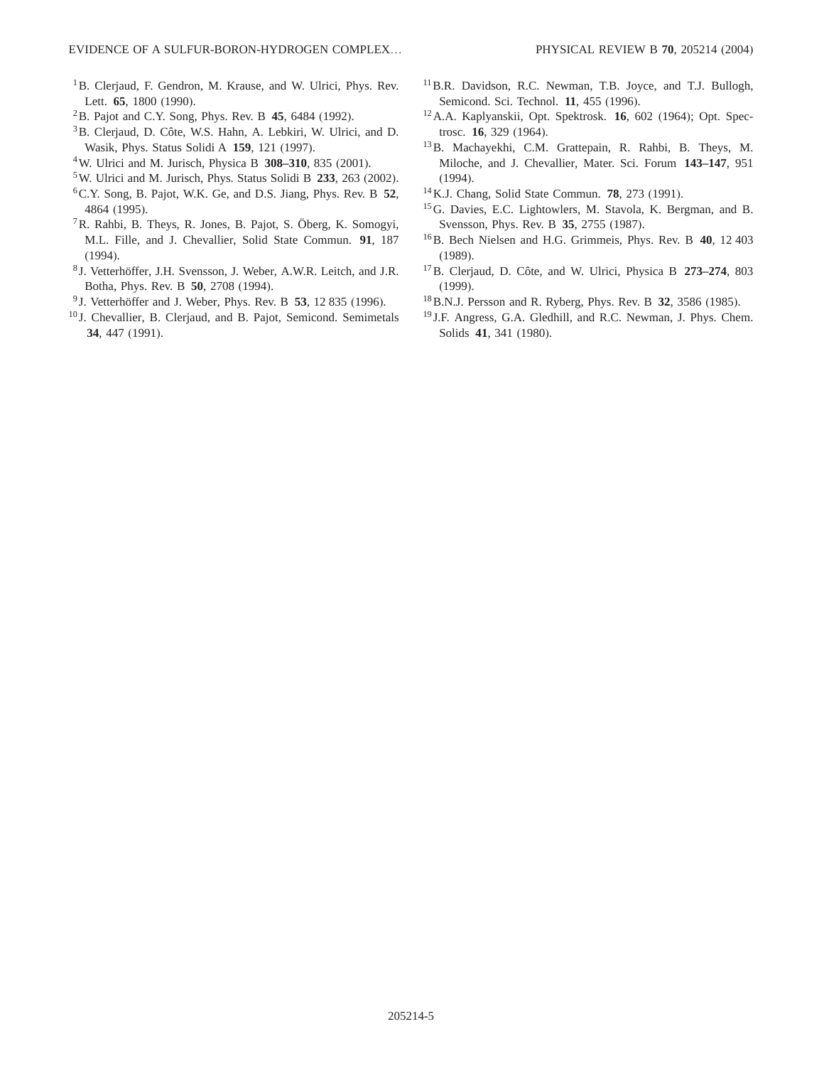[1] B. Clerjaud, F. Gendron, M. Krause, and W. Ulrici, Phys. Rev. Lett. **65**, 1800 (1990).

[2] B. Pajot and C.Y. Song, Phys. Rev. B **45**, 6484 (1992).

[3] B. Clerjaud, D. Côte, W.S. Hahn, A. Lebkiri, W. Ulrici, and D. Wasik, Phys. Status Solidi A **159**, 121 (1997).

[4] W. Ulrici and M. Jurisch, Physica B **308–310**, 835 (2001).

[5] W. Ulrici and M. Jurisch, Phys. Status Solidi B **233**, 263 (2002).

[6] C.Y. Song, B. Pajot, W.K. Ge, and D.S. Jiang, Phys. Rev. B **52**, 4864 (1995).

[7] R. Rahbi, B. Theys, R. Jones, B. Pajot, S. Öberg, K. Somogyi, M.L. Fille, and J. Chevallier, Solid State Commun. **91**, 187 (1994).

[8] J. Vetterhöffer, J.H. Svensson, J. Weber, A.W.R. Leitch, and J.R. Botha, Phys. Rev. B **50**, 2708 (1994).

[9] J. Vetterhöffer and J. Weber, Phys. Rev. B **53**, 12 835 (1996).

[10] J. Chevallier, B. Clerjaud, and B. Pajot, Semicond. Semimetals **34**, 447 (1991).

[11] B.R. Davidson, R.C. Newman, T.B. Joyce, and T.J. Bullogh, Semicond. Sci. Technol. **11**, 455 (1996).

[12] A.A. Kaplyanskii, Opt. Spektrosk. **16**, 602 (1964); Opt. Spectrosc. **16**, 329 (1964).

[13] B. Machayekhi, C.M. Grattepain, R. Rahbi, B. Theys, M. Miloche, and J. Chevallier, Mater. Sci. Forum **143–147**, 951 (1994).

[14] K.J. Chang, Solid State Commun. **78**, 273 (1991).

[15] G. Davies, E.C. Lightowlers, M. Stavola, K. Bergman, and B. Svensson, Phys. Rev. B **35**, 2755 (1987).

[16] B. Bech Nielsen and H.G. Grimmeis, Phys. Rev. B **40**, 12 403 (1989).

[17] B. Clerjaud, D. Côte, and W. Ulrici, Physica B **273–274**, 803 (1999).

[18] B.N.J. Persson and R. Ryberg, Phys. Rev. B **32**, 3586 (1985).

[19] J.F. Angress, G.A. Gledhill, and R.C. Newman, J. Phys. Chem. Solids **41**, 341 (1980).